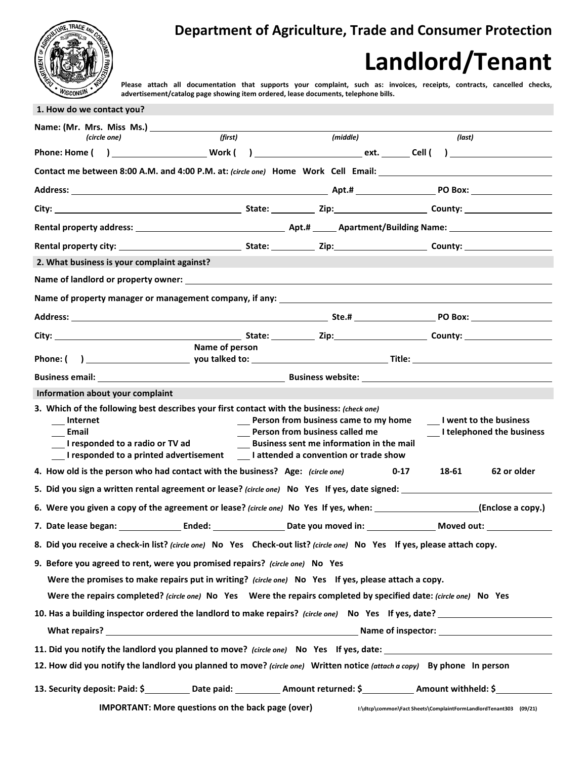**Department of Agriculture, Trade and Consumer Protection**

# Landlord/Tenant

**Please attach all documentation that supports your complaint, such as: invoices, receipts, contracts, cancelled checks, advertisement/catalog page showing item ordered, lease documents, telephone bills.**

## 1. How do we contact you?

**Name: (Mr. Mrs. Miss Ms.)** ____________________
*(circle one)* *(first)* *(middle)* *(last)*

**Phone: Home (   )** __________ **Work (   )** __________ **ext.** ______ **Cell (   )** __________

**Contact me between 8:00 A.M. and 4:00 P.M. at:** *(circle one)* **Home Work Cell Email:** __________

**Address:** __________ **Apt.#** ______ **PO Box:** ______

**City:** __________ **State:** ______ **Zip:** ______ **County:** ______

**Rental property address:** __________ **Apt.#** ______ **Apartment/Building Name:** __________

**Rental property city:** __________ **State:** ______ **Zip:** ______ **County:** ______

## 2. What business is your complaint against?

**Name of landlord or property owner:** __________

**Name of property manager or management company, if any:** __________

**Address:** __________ **Ste.#** ______ **PO Box:** ______

**City:** __________ **State:** ______ **Zip:** ______ **County:** ______

**Phone: (   )** __________ **Name of person you talked to:** __________ **Title:** __________

**Business email:** __________ **Business website:** __________

## Information about your complaint

**3. Which of the following best describes your first contact with the business:** *(check one)*

- ___ **Internet**
- ___ **Email**
- ___ **I responded to a radio or TV ad**
- ___ **I responded to a printed advertisement**
- ___ **Person from business came to my home**
- ___ **Person from business called me**
- ___ **Business sent me information in the mail**
- ___ **I attended a convention or trade show**
- ___ **I went to the business**
- ___ **I telephoned the business**

**4. How old is the person who had contact with the business? Age:** *(circle one)* **0-17 18-61 62 or older**

**5. Did you sign a written rental agreement or lease?** *(circle one)* **No Yes If yes, date signed:** __________

**6. Were you given a copy of the agreement or lease?** *(circle one)* **No Yes If yes, when:** __________ **(Enclose a copy.)**

**7. Date lease began:** ______ **Ended:** ______ **Date you moved in:** ______ **Moved out:** ______

**8. Did you receive a check-in list?** *(circle one)* **No Yes Check-out list?** *(circle one)* **No Yes If yes, please attach copy.**

**9. Before you agreed to rent, were you promised repairs?** *(circle one)* **No Yes**

**Were the promises to make repairs put in writing?** *(circle one)* **No Yes If yes, please attach a copy.**

**Were the repairs completed?** *(circle one)* **No Yes Were the repairs completed by specified date:** *(circle one)* **No Yes**

**10. Has a building inspector ordered the landlord to make repairs?** *(circle one)* **No Yes If yes, date?** __________

**What repairs?** __________ **Name of inspector:** __________

**11. Did you notify the landlord you planned to move?** *(circle one)* **No Yes If yes, date:** __________

**12. How did you notify the landlord you planned to move?** *(circle one)* **Written notice** *(attach a copy)* **By phone In person**

**13. Security deposit: Paid: $** ______ **Date paid:** ______ **Amount returned: $** ______ **Amount withheld: $** ______

**IMPORTANT: More questions on the back page (over)**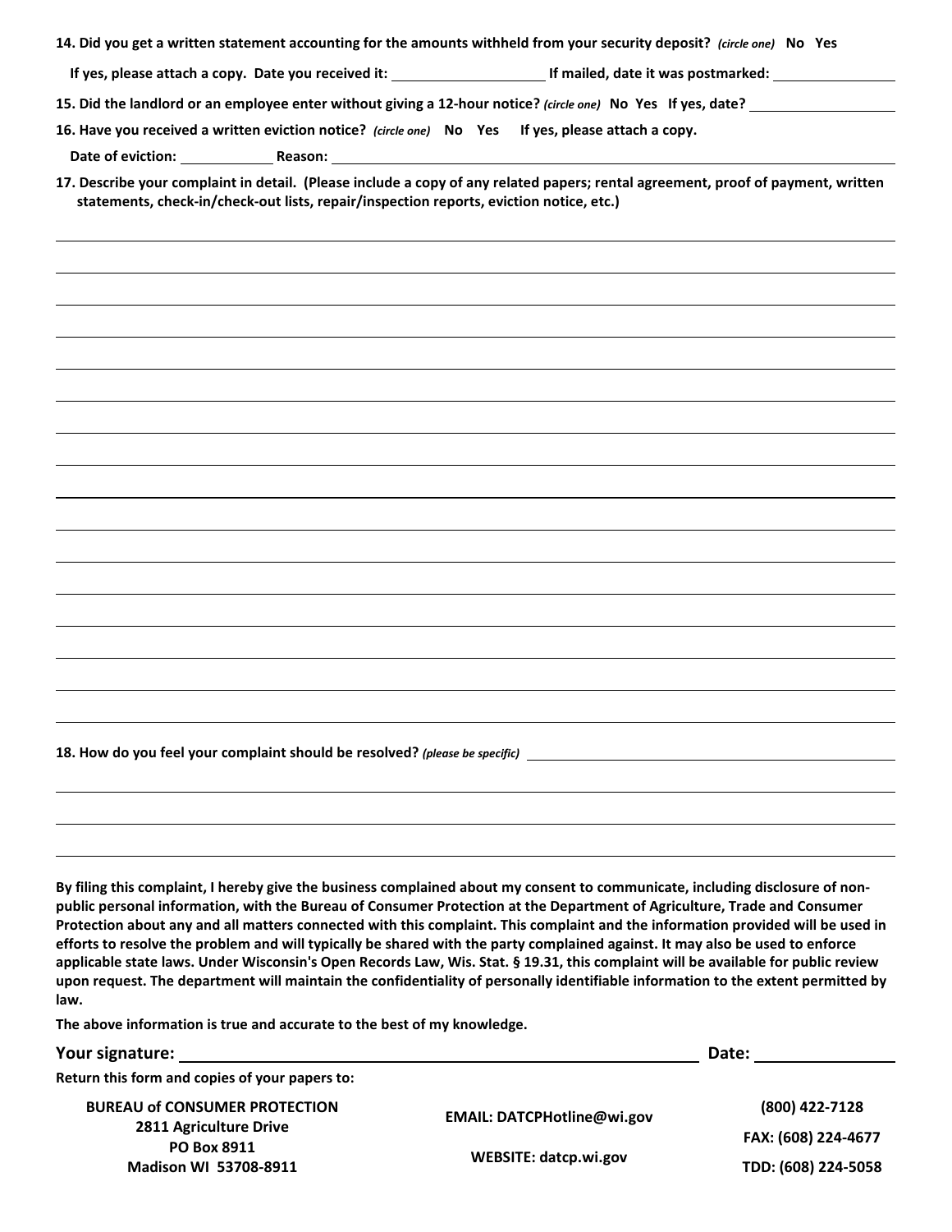**14. Did you get a written statement accounting for the amounts withheld from your security deposit?** *(circle one)* **No Yes**

**If yes, please attach a copy. Date you received it: ____________ If mailed, date it was postmarked: ____________**

**15. Did the landlord or an employee enter without giving a 12-hour notice?** *(circle one)* **No Yes If yes, date? ____________**

**16. Have you received a written eviction notice?** *(circle one)* **No Yes If yes, please attach a copy.**

**Date of eviction: ____________ Reason: ____________**

**17. Describe your complaint in detail. (Please include a copy of any related papers; rental agreement, proof of payment, written statements, check-in/check-out lists, repair/inspection reports, eviction notice, etc.)**

**18. How do you feel your complaint should be resolved?** *(please be specific)*

**By filing this complaint, I hereby give the business complained about my consent to communicate, including disclosure of non-public personal information, with the Bureau of Consumer Protection at the Department of Agriculture, Trade and Consumer Protection about any and all matters connected with this complaint. This complaint and the information provided will be used in efforts to resolve the problem and will typically be shared with the party complained against. It may also be used to enforce applicable state laws. Under Wisconsin's Open Records Law, Wis. Stat. § 19.31, this complaint will be available for public review upon request. The department will maintain the confidentiality of personally identifiable information to the extent permitted by law.**

**The above information is true and accurate to the best of my knowledge.**

**Your signature: ____________ Date: ____________**

**Return this form and copies of your papers to:**

**BUREAU of CONSUMER PROTECTION**
**2811 Agriculture Drive**
**PO Box 8911**
**Madison WI 53708-8911**

**EMAIL: DATCPHotline@wi.gov**

**WEBSITE: datcp.wi.gov**

**(800) 422-7128**

**FAX: (608) 224-4677**

**TDD: (608) 224-5058**